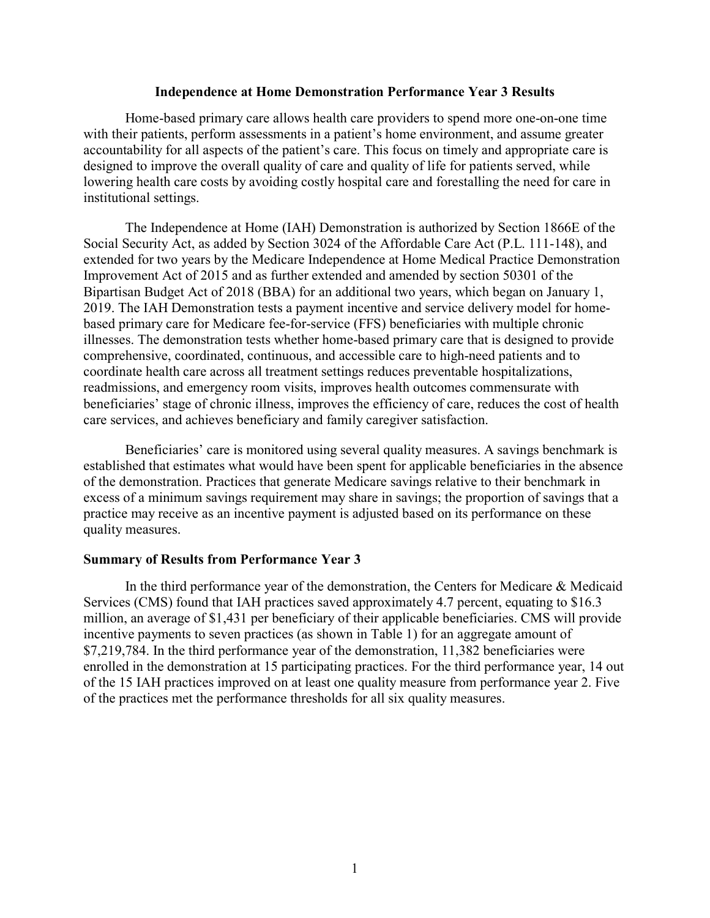# Independence at Home Demonstration Performance Year 3 Results

Home-based primary care allows health care providers to spend more one-on-one time with their patients, perform assessments in a patient's home environment, and assume greater accountability for all aspects of the patient's care. This focus on timely and appropriate care is designed to improve the overall quality of care and quality of life for patients served, while lowering health care costs by avoiding costly hospital care and forestalling the need for care in institutional settings.

The Independence at Home (IAH) Demonstration is authorized by Section 1866E of the Social Security Act, as added by Section 3024 of the Affordable Care Act (P.L. 111-148), and extended for two years by the Medicare Independence at Home Medical Practice Demonstration Improvement Act of 2015 and as further extended and amended by section 50301 of the Bipartisan Budget Act of 2018 (BBA) for an additional two years, which began on January 1, 2019. The IAH Demonstration tests a payment incentive and service delivery model for home-based primary care for Medicare fee-for-service (FFS) beneficiaries with multiple chronic illnesses. The demonstration tests whether home-based primary care that is designed to provide comprehensive, coordinated, continuous, and accessible care to high-need patients and to coordinate health care across all treatment settings reduces preventable hospitalizations, readmissions, and emergency room visits, improves health outcomes commensurate with beneficiaries' stage of chronic illness, improves the efficiency of care, reduces the cost of health care services, and achieves beneficiary and family caregiver satisfaction.

Beneficiaries' care is monitored using several quality measures. A savings benchmark is established that estimates what would have been spent for applicable beneficiaries in the absence of the demonstration. Practices that generate Medicare savings relative to their benchmark in excess of a minimum savings requirement may share in savings; the proportion of savings that a practice may receive as an incentive payment is adjusted based on its performance on these quality measures.

## Summary of Results from Performance Year 3

In the third performance year of the demonstration, the Centers for Medicare & Medicaid Services (CMS) found that IAH practices saved approximately 4.7 percent, equating to $16.3 million, an average of $1,431 per beneficiary of their applicable beneficiaries. CMS will provide incentive payments to seven practices (as shown in Table 1) for an aggregate amount of $7,219,784. In the third performance year of the demonstration, 11,382 beneficiaries were enrolled in the demonstration at 15 participating practices. For the third performance year, 14 out of the 15 IAH practices improved on at least one quality measure from performance year 2. Five of the practices met the performance thresholds for all six quality measures.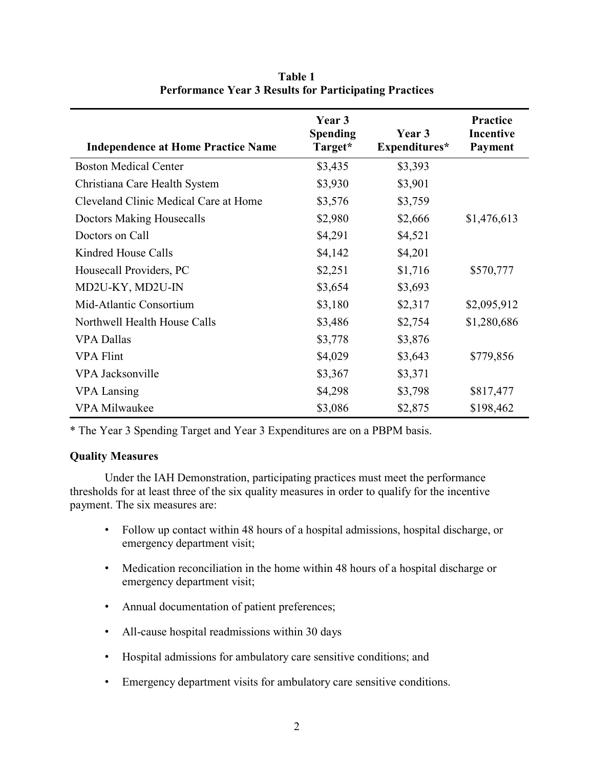**Table 1**
**Performance Year 3 Results for Participating Practices**

| Independence at Home Practice Name | Year 3 Spending Target* | Year 3 Expenditures* | Practice Incentive Payment |
|---|---|---|---|
| Boston Medical Center | $3,435 | $3,393 | |
| Christiana Care Health System | $3,930 | $3,901 | |
| Cleveland Clinic Medical Care at Home | $3,576 | $3,759 | |
| Doctors Making Housecalls | $2,980 | $2,666 | $1,476,613 |
| Doctors on Call | $4,291 | $4,521 | |
| Kindred House Calls | $4,142 | $4,201 | |
| Housecall Providers, PC | $2,251 | $1,716 | $570,777 |
| MD2U-KY, MD2U-IN | $3,654 | $3,693 | |
| Mid-Atlantic Consortium | $3,180 | $2,317 | $2,095,912 |
| Northwell Health House Calls | $3,486 | $2,754 | $1,280,686 |
| VPA Dallas | $3,778 | $3,876 | |
| VPA Flint | $4,029 | $3,643 | $779,856 |
| VPA Jacksonville | $3,367 | $3,371 | |
| VPA Lansing | $4,298 | $3,798 | $817,477 |
| VPA Milwaukee | $3,086 | $2,875 | $198,462 |

* The Year 3 Spending Target and Year 3 Expenditures are on a PBPM basis.

**Quality Measures**

Under the IAH Demonstration, participating practices must meet the performance thresholds for at least three of the six quality measures in order to qualify for the incentive payment. The six measures are:

- Follow up contact within 48 hours of a hospital admissions, hospital discharge, or emergency department visit;
- Medication reconciliation in the home within 48 hours of a hospital discharge or emergency department visit;
- Annual documentation of patient preferences;
- All-cause hospital readmissions within 30 days
- Hospital admissions for ambulatory care sensitive conditions; and
- Emergency department visits for ambulatory care sensitive conditions.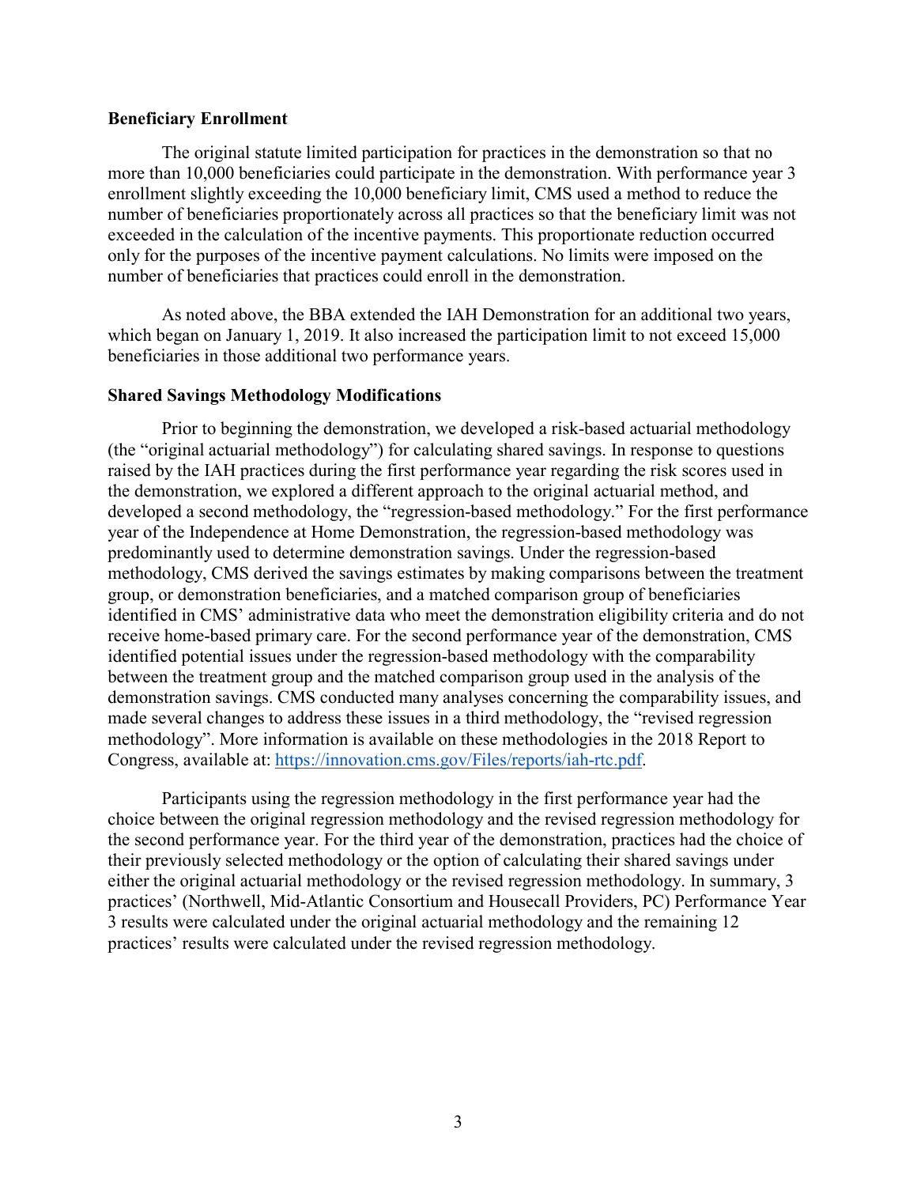**Beneficiary Enrollment**

The original statute limited participation for practices in the demonstration so that no more than 10,000 beneficiaries could participate in the demonstration. With performance year 3 enrollment slightly exceeding the 10,000 beneficiary limit, CMS used a method to reduce the number of beneficiaries proportionately across all practices so that the beneficiary limit was not exceeded in the calculation of the incentive payments. This proportionate reduction occurred only for the purposes of the incentive payment calculations. No limits were imposed on the number of beneficiaries that practices could enroll in the demonstration.

As noted above, the BBA extended the IAH Demonstration for an additional two years, which began on January 1, 2019. It also increased the participation limit to not exceed 15,000 beneficiaries in those additional two performance years.

**Shared Savings Methodology Modifications**

Prior to beginning the demonstration, we developed a risk-based actuarial methodology (the "original actuarial methodology") for calculating shared savings. In response to questions raised by the IAH practices during the first performance year regarding the risk scores used in the demonstration, we explored a different approach to the original actuarial method, and developed a second methodology, the "regression-based methodology." For the first performance year of the Independence at Home Demonstration, the regression-based methodology was predominantly used to determine demonstration savings. Under the regression-based methodology, CMS derived the savings estimates by making comparisons between the treatment group, or demonstration beneficiaries, and a matched comparison group of beneficiaries identified in CMS' administrative data who meet the demonstration eligibility criteria and do not receive home-based primary care. For the second performance year of the demonstration, CMS identified potential issues under the regression-based methodology with the comparability between the treatment group and the matched comparison group used in the analysis of the demonstration savings. CMS conducted many analyses concerning the comparability issues, and made several changes to address these issues in a third methodology, the "revised regression methodology". More information is available on these methodologies in the 2018 Report to Congress, available at: [https://innovation.cms.gov/Files/reports/iah-rtc.pdf](https://innovation.cms.gov/Files/reports/iah-rtc.pdf).

Participants using the regression methodology in the first performance year had the choice between the original regression methodology and the revised regression methodology for the second performance year. For the third year of the demonstration, practices had the choice of their previously selected methodology or the option of calculating their shared savings under either the original actuarial methodology or the revised regression methodology. In summary, 3 practices' (Northwell, Mid-Atlantic Consortium and Housecall Providers, PC) Performance Year 3 results were calculated under the original actuarial methodology and the remaining 12 practices' results were calculated under the revised regression methodology.